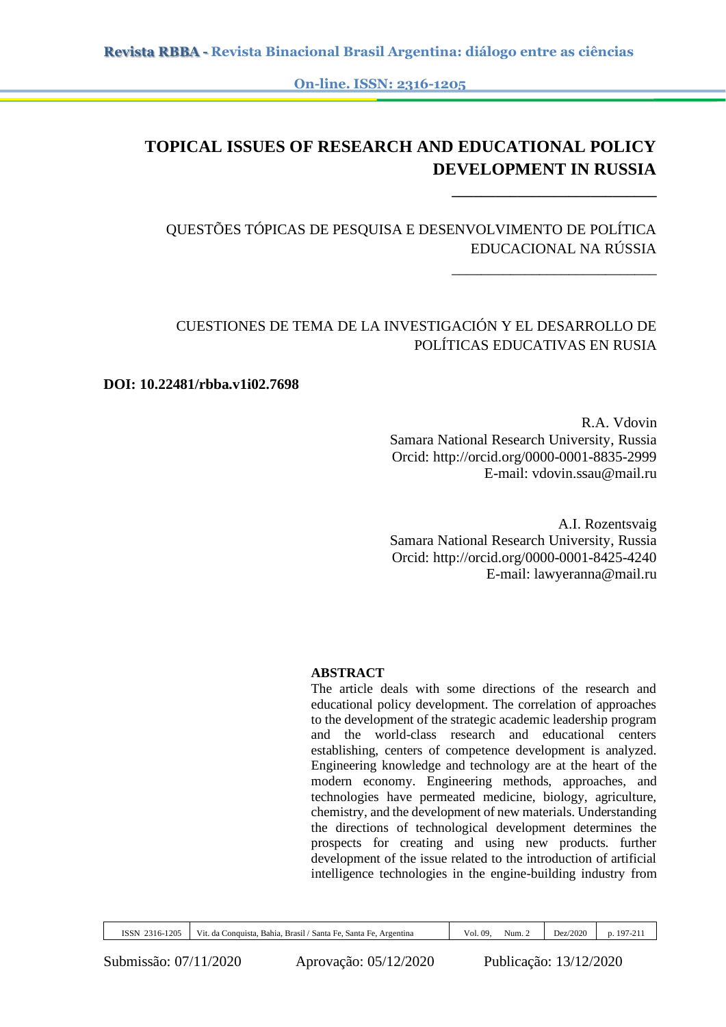# TOPICAL ISSUES OF RESEARCH AND EDUCATIONAL POLICY DEVELOPMENT IN RUSSIA

QUESTÕES TÓPICAS DE PESQUISA E DESENVOLVIMENTO DE POLÍTICA EDUCACIONAL NA RÚSSIA

CUESTIONES DE TEMA DE LA INVESTIGACIÓN Y EL DESARROLLO DE POLÍTICAS EDUCATIVAS EN RUSIA

**DOI: 10.22481/rbba.v1i02.7698**

R.A. Vdovin
Samara National Research University, Russia
Orcid: http://orcid.org/0000-0001-8835-2999
E-mail: vdovin.ssau@mail.ru

A.I. Rozentsvaig
Samara National Research University, Russia
Orcid: http://orcid.org/0000-0001-8425-4240
E-mail: lawyeranna@mail.ru

**ABSTRACT**

The article deals with some directions of the research and educational policy development. The correlation of approaches to the development of the strategic academic leadership program and the world-class research and educational centers establishing, centers of competence development is analyzed. Engineering knowledge and technology are at the heart of the modern economy. Engineering methods, approaches, and technologies have permeated medicine, biology, agriculture, chemistry, and the development of new materials. Understanding the directions of technological development determines the prospects for creating and using new products. further development of the issue related to the introduction of artificial intelligence technologies in the engine-building industry from

Submissão: 07/11/2020 Aprovação: 05/12/2020 Publicação: 13/12/2020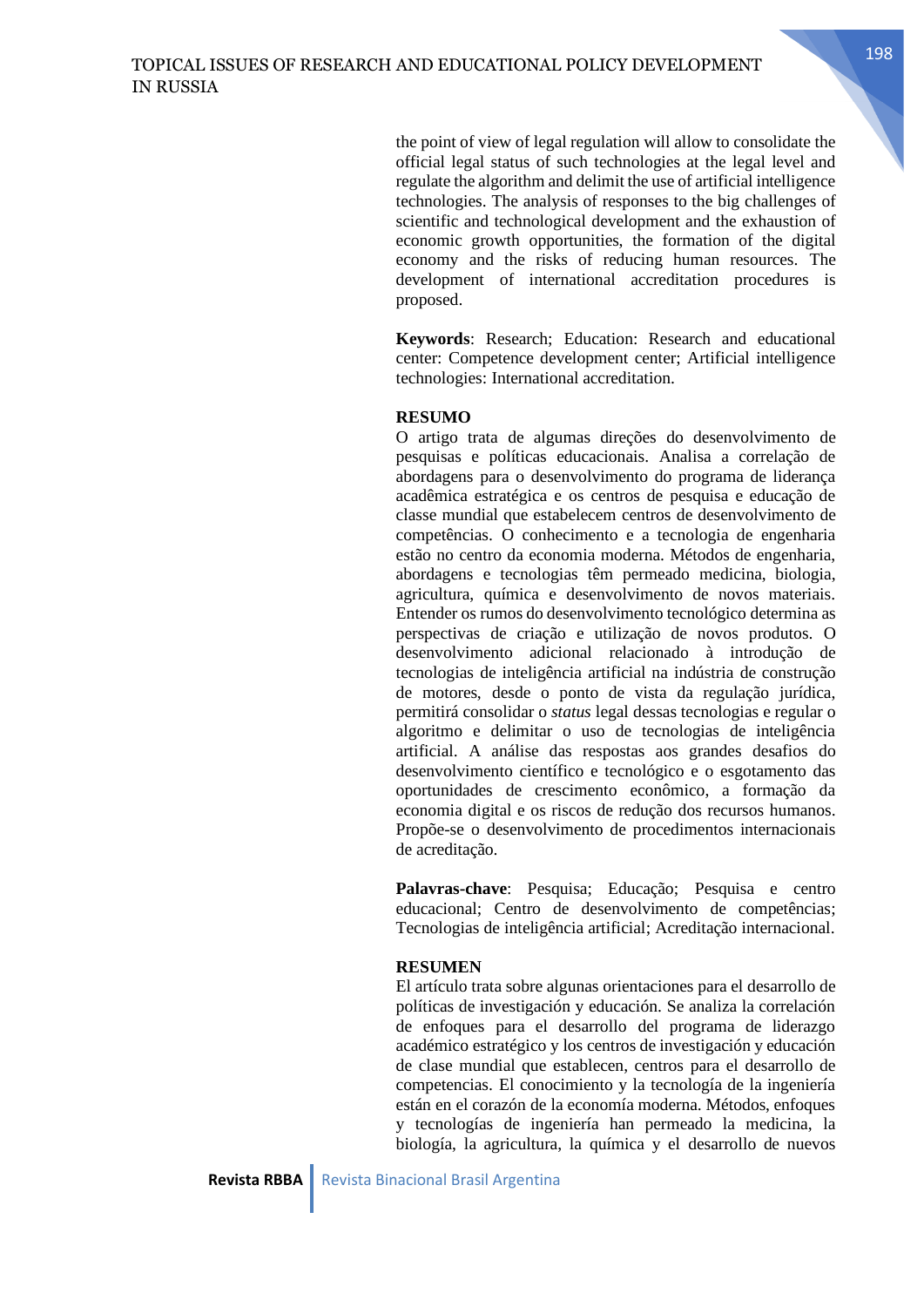the point of view of legal regulation will allow to consolidate the official legal status of such technologies at the legal level and regulate the algorithm and delimit the use of artificial intelligence technologies. The analysis of responses to the big challenges of scientific and technological development and the exhaustion of economic growth opportunities, the formation of the digital economy and the risks of reducing human resources. The development of international accreditation procedures is proposed.

**Keywords**: Research; Education: Research and educational center: Competence development center; Artificial intelligence technologies: International accreditation.

**RESUMO**

O artigo trata de algumas direções do desenvolvimento de pesquisas e políticas educacionais. Analisa a correlação de abordagens para o desenvolvimento do programa de liderança acadêmica estratégica e os centros de pesquisa e educação de classe mundial que estabelecem centros de desenvolvimento de competências. O conhecimento e a tecnologia de engenharia estão no centro da economia moderna. Métodos de engenharia, abordagens e tecnologias têm permeado medicina, biologia, agricultura, química e desenvolvimento de novos materiais. Entender os rumos do desenvolvimento tecnológico determina as perspectivas de criação e utilização de novos produtos. O desenvolvimento adicional relacionado à introdução de tecnologias de inteligência artificial na indústria de construção de motores, desde o ponto de vista da regulação jurídica, permitirá consolidar o *status* legal dessas tecnologias e regular o algoritmo e delimitar o uso de tecnologias de inteligência artificial. A análise das respostas aos grandes desafios do desenvolvimento científico e tecnológico e o esgotamento das oportunidades de crescimento econômico, a formação da economia digital e os riscos de redução dos recursos humanos. Propõe-se o desenvolvimento de procedimentos internacionais de acreditação.

**Palavras-chave**: Pesquisa; Educação; Pesquisa e centro educacional; Centro de desenvolvimento de competências; Tecnologias de inteligência artificial; Acreditação internacional.

**RESUMEN**

El artículo trata sobre algunas orientaciones para el desarrollo de políticas de investigación y educación. Se analiza la correlación de enfoques para el desarrollo del programa de liderazgo académico estratégico y los centros de investigación y educación de clase mundial que establecen, centros para el desarrollo de competencias. El conocimiento y la tecnología de la ingeniería están en el corazón de la economía moderna. Métodos, enfoques y tecnologías de ingeniería han permeado la medicina, la biología, la agricultura, la química y el desarrollo de nuevos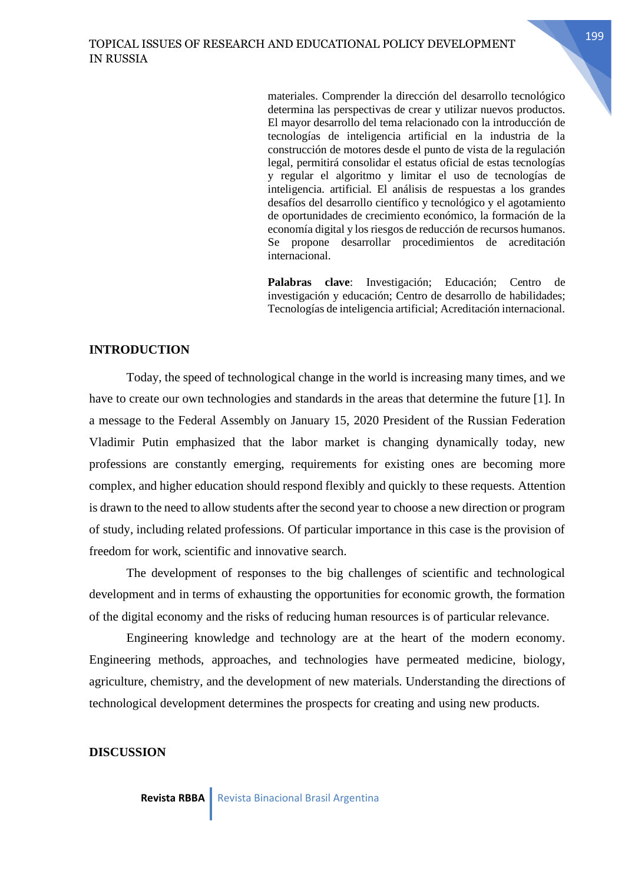materiales. Comprender la dirección del desarrollo tecnológico determina las perspectivas de crear y utilizar nuevos productos. El mayor desarrollo del tema relacionado con la introducción de tecnologías de inteligencia artificial en la industria de la construcción de motores desde el punto de vista de la regulación legal, permitirá consolidar el estatus oficial de estas tecnologías y regular el algoritmo y limitar el uso de tecnologías de inteligencia. artificial. El análisis de respuestas a los grandes desafíos del desarrollo científico y tecnológico y el agotamiento de oportunidades de crecimiento económico, la formación de la economía digital y los riesgos de reducción de recursos humanos. Se propone desarrollar procedimientos de acreditación internacional.

**Palabras clave**: Investigación; Educación; Centro de investigación y educación; Centro de desarrollo de habilidades; Tecnologías de inteligencia artificial; Acreditación internacional.

## INTRODUCTION

Today, the speed of technological change in the world is increasing many times, and we have to create our own technologies and standards in the areas that determine the future [1]. In a message to the Federal Assembly on January 15, 2020 President of the Russian Federation Vladimir Putin emphasized that the labor market is changing dynamically today, new professions are constantly emerging, requirements for existing ones are becoming more complex, and higher education should respond flexibly and quickly to these requests. Attention is drawn to the need to allow students after the second year to choose a new direction or program of study, including related professions. Of particular importance in this case is the provision of freedom for work, scientific and innovative search.

The development of responses to the big challenges of scientific and technological development and in terms of exhausting the opportunities for economic growth, the formation of the digital economy and the risks of reducing human resources is of particular relevance.

Engineering knowledge and technology are at the heart of the modern economy. Engineering methods, approaches, and technologies have permeated medicine, biology, agriculture, chemistry, and the development of new materials. Understanding the directions of technological development determines the prospects for creating and using new products.

## DISCUSSION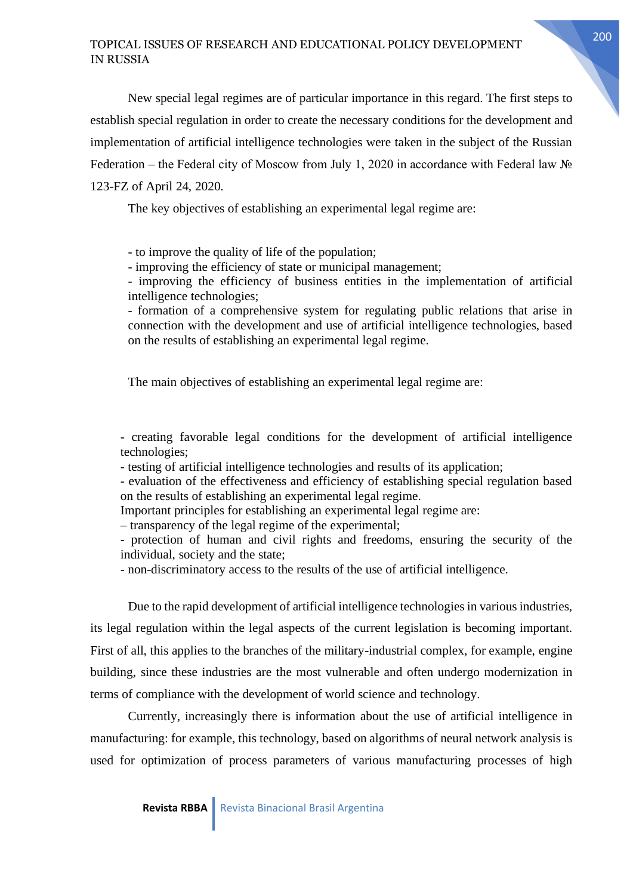New special legal regimes are of particular importance in this regard. The first steps to establish special regulation in order to create the necessary conditions for the development and implementation of artificial intelligence technologies were taken in the subject of the Russian Federation – the Federal city of Moscow from July 1, 2020 in accordance with Federal law № 123-FZ of April 24, 2020.

The key objectives of establishing an experimental legal regime are:

- to improve the quality of life of the population;
- improving the efficiency of state or municipal management;
- improving the efficiency of business entities in the implementation of artificial intelligence technologies;
- formation of a comprehensive system for regulating public relations that arise in connection with the development and use of artificial intelligence technologies, based on the results of establishing an experimental legal regime.

The main objectives of establishing an experimental legal regime are:

- creating favorable legal conditions for the development of artificial intelligence technologies;
- testing of artificial intelligence technologies and results of its application;
- evaluation of the effectiveness and efficiency of establishing special regulation based on the results of establishing an experimental legal regime.

Important principles for establishing an experimental legal regime are:

– transparency of the legal regime of the experimental;
- protection of human and civil rights and freedoms, ensuring the security of the individual, society and the state;
- non-discriminatory access to the results of the use of artificial intelligence.

Due to the rapid development of artificial intelligence technologies in various industries, its legal regulation within the legal aspects of the current legislation is becoming important. First of all, this applies to the branches of the military-industrial complex, for example, engine building, since these industries are the most vulnerable and often undergo modernization in terms of compliance with the development of world science and technology.

Currently, increasingly there is information about the use of artificial intelligence in manufacturing: for example, this technology, based on algorithms of neural network analysis is used for optimization of process parameters of various manufacturing processes of high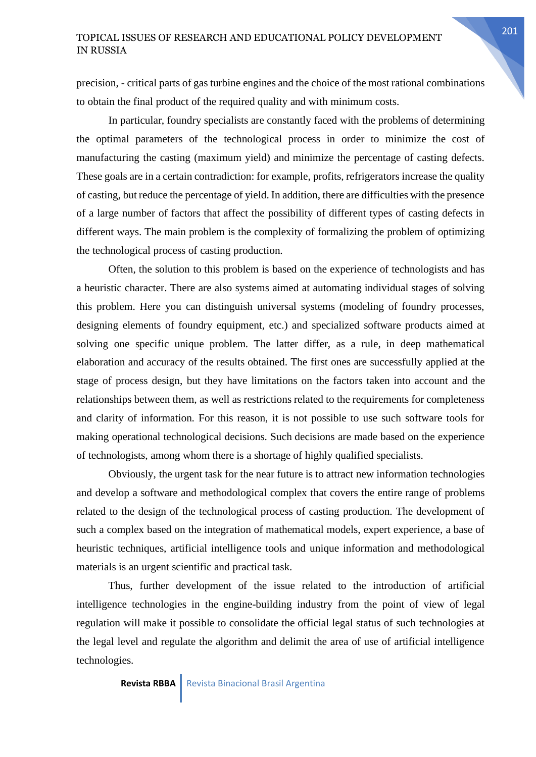precision, - critical parts of gas turbine engines and the choice of the most rational combinations to obtain the final product of the required quality and with minimum costs.

In particular, foundry specialists are constantly faced with the problems of determining the optimal parameters of the technological process in order to minimize the cost of manufacturing the casting (maximum yield) and minimize the percentage of casting defects. These goals are in a certain contradiction: for example, profits, refrigerators increase the quality of casting, but reduce the percentage of yield. In addition, there are difficulties with the presence of a large number of factors that affect the possibility of different types of casting defects in different ways. The main problem is the complexity of formalizing the problem of optimizing the technological process of casting production.

Often, the solution to this problem is based on the experience of technologists and has a heuristic character. There are also systems aimed at automating individual stages of solving this problem. Here you can distinguish universal systems (modeling of foundry processes, designing elements of foundry equipment, etc.) and specialized software products aimed at solving one specific unique problem. The latter differ, as a rule, in deep mathematical elaboration and accuracy of the results obtained. The first ones are successfully applied at the stage of process design, but they have limitations on the factors taken into account and the relationships between them, as well as restrictions related to the requirements for completeness and clarity of information. For this reason, it is not possible to use such software tools for making operational technological decisions. Such decisions are made based on the experience of technologists, among whom there is a shortage of highly qualified specialists.

Obviously, the urgent task for the near future is to attract new information technologies and develop a software and methodological complex that covers the entire range of problems related to the design of the technological process of casting production. The development of such a complex based on the integration of mathematical models, expert experience, a base of heuristic techniques, artificial intelligence tools and unique information and methodological materials is an urgent scientific and practical task.

Thus, further development of the issue related to the introduction of artificial intelligence technologies in the engine-building industry from the point of view of legal regulation will make it possible to consolidate the official legal status of such technologies at the legal level and regulate the algorithm and delimit the area of use of artificial intelligence technologies.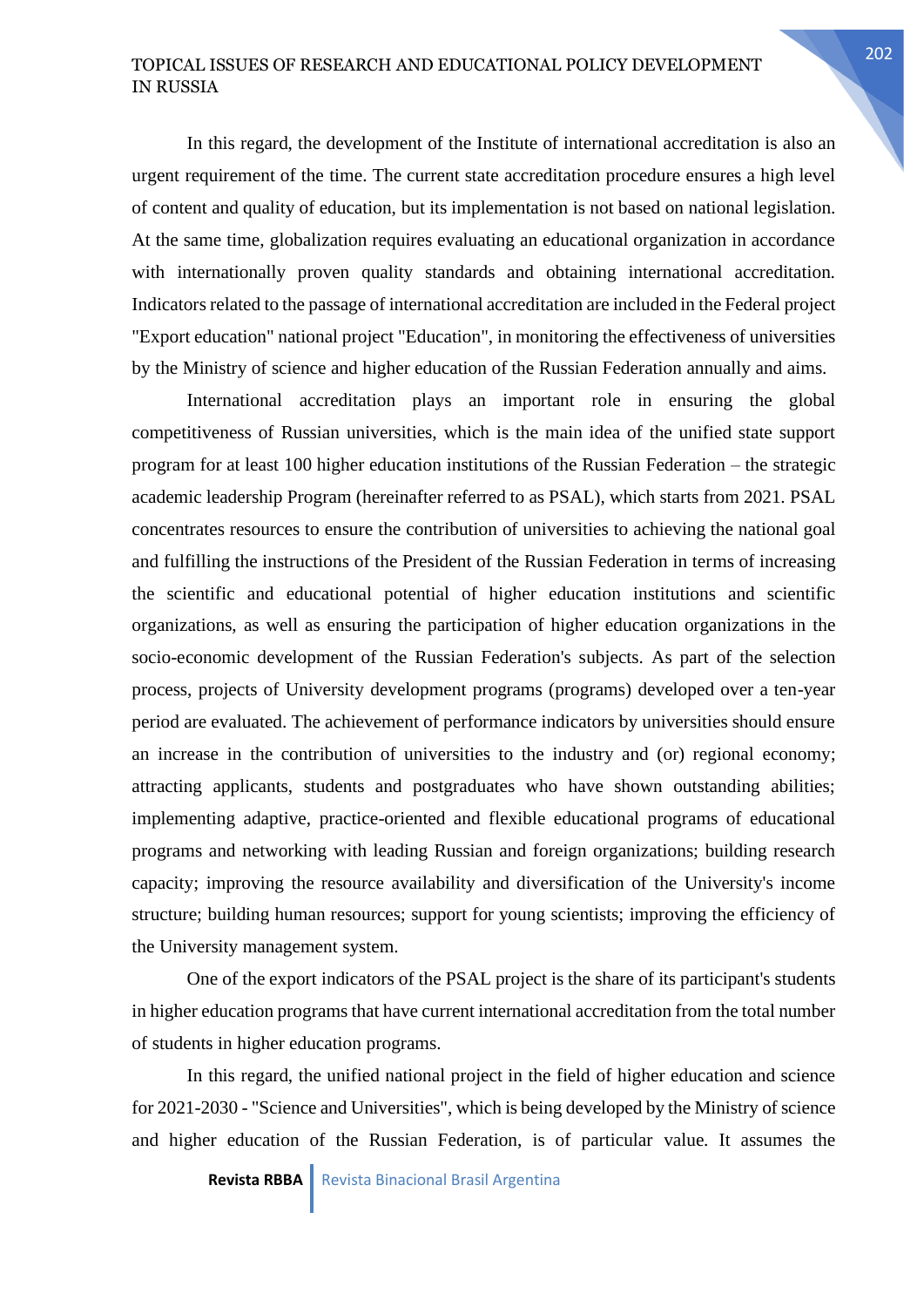In this regard, the development of the Institute of international accreditation is also an urgent requirement of the time. The current state accreditation procedure ensures a high level of content and quality of education, but its implementation is not based on national legislation. At the same time, globalization requires evaluating an educational organization in accordance with internationally proven quality standards and obtaining international accreditation. Indicators related to the passage of international accreditation are included in the Federal project "Export education" national project "Education", in monitoring the effectiveness of universities by the Ministry of science and higher education of the Russian Federation annually and aims.

International accreditation plays an important role in ensuring the global competitiveness of Russian universities, which is the main idea of the unified state support program for at least 100 higher education institutions of the Russian Federation – the strategic academic leadership Program (hereinafter referred to as PSAL), which starts from 2021. PSAL concentrates resources to ensure the contribution of universities to achieving the national goal and fulfilling the instructions of the President of the Russian Federation in terms of increasing the scientific and educational potential of higher education institutions and scientific organizations, as well as ensuring the participation of higher education organizations in the socio-economic development of the Russian Federation's subjects. As part of the selection process, projects of University development programs (programs) developed over a ten-year period are evaluated. The achievement of performance indicators by universities should ensure an increase in the contribution of universities to the industry and (or) regional economy; attracting applicants, students and postgraduates who have shown outstanding abilities; implementing adaptive, practice-oriented and flexible educational programs of educational programs and networking with leading Russian and foreign organizations; building research capacity; improving the resource availability and diversification of the University's income structure; building human resources; support for young scientists; improving the efficiency of the University management system.

One of the export indicators of the PSAL project is the share of its participant's students in higher education programs that have current international accreditation from the total number of students in higher education programs.

In this regard, the unified national project in the field of higher education and science for 2021-2030 - "Science and Universities", which is being developed by the Ministry of science and higher education of the Russian Federation, is of particular value. It assumes the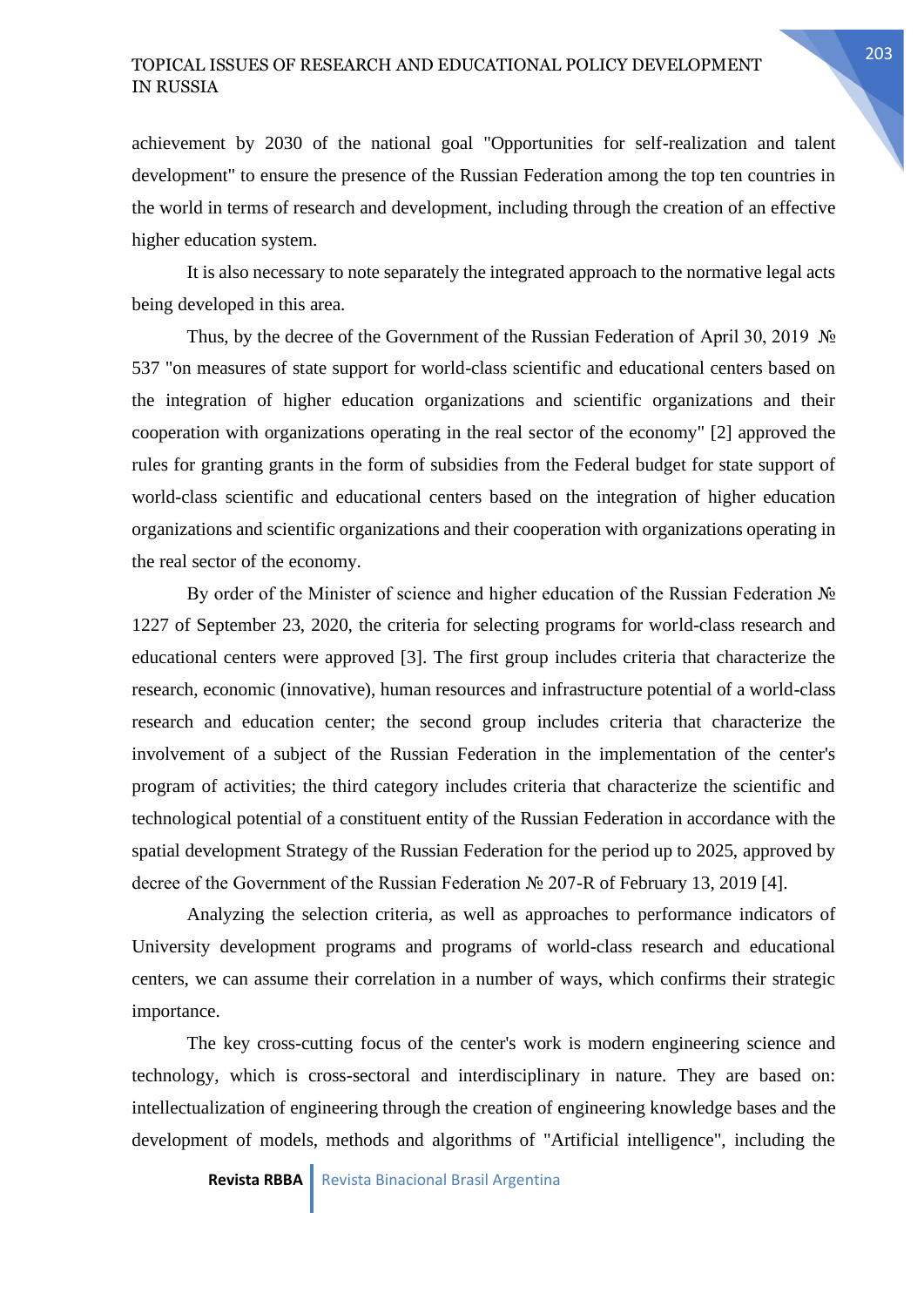achievement by 2030 of the national goal "Opportunities for self-realization and talent development" to ensure the presence of the Russian Federation among the top ten countries in the world in terms of research and development, including through the creation of an effective higher education system.

It is also necessary to note separately the integrated approach to the normative legal acts being developed in this area.

Thus, by the decree of the Government of the Russian Federation of April 30, 2019 № 537 "on measures of state support for world-class scientific and educational centers based on the integration of higher education organizations and scientific organizations and their cooperation with organizations operating in the real sector of the economy" [2] approved the rules for granting grants in the form of subsidies from the Federal budget for state support of world-class scientific and educational centers based on the integration of higher education organizations and scientific organizations and their cooperation with organizations operating in the real sector of the economy.

By order of the Minister of science and higher education of the Russian Federation № 1227 of September 23, 2020, the criteria for selecting programs for world-class research and educational centers were approved [3]. The first group includes criteria that characterize the research, economic (innovative), human resources and infrastructure potential of a world-class research and education center; the second group includes criteria that characterize the involvement of a subject of the Russian Federation in the implementation of the center's program of activities; the third category includes criteria that characterize the scientific and technological potential of a constituent entity of the Russian Federation in accordance with the spatial development Strategy of the Russian Federation for the period up to 2025, approved by decree of the Government of the Russian Federation № 207-R of February 13, 2019 [4].

Analyzing the selection criteria, as well as approaches to performance indicators of University development programs and programs of world-class research and educational centers, we can assume their correlation in a number of ways, which confirms their strategic importance.

The key cross-cutting focus of the center's work is modern engineering science and technology, which is cross-sectoral and interdisciplinary in nature. They are based on: intellectualization of engineering through the creation of engineering knowledge bases and the development of models, methods and algorithms of "Artificial intelligence", including the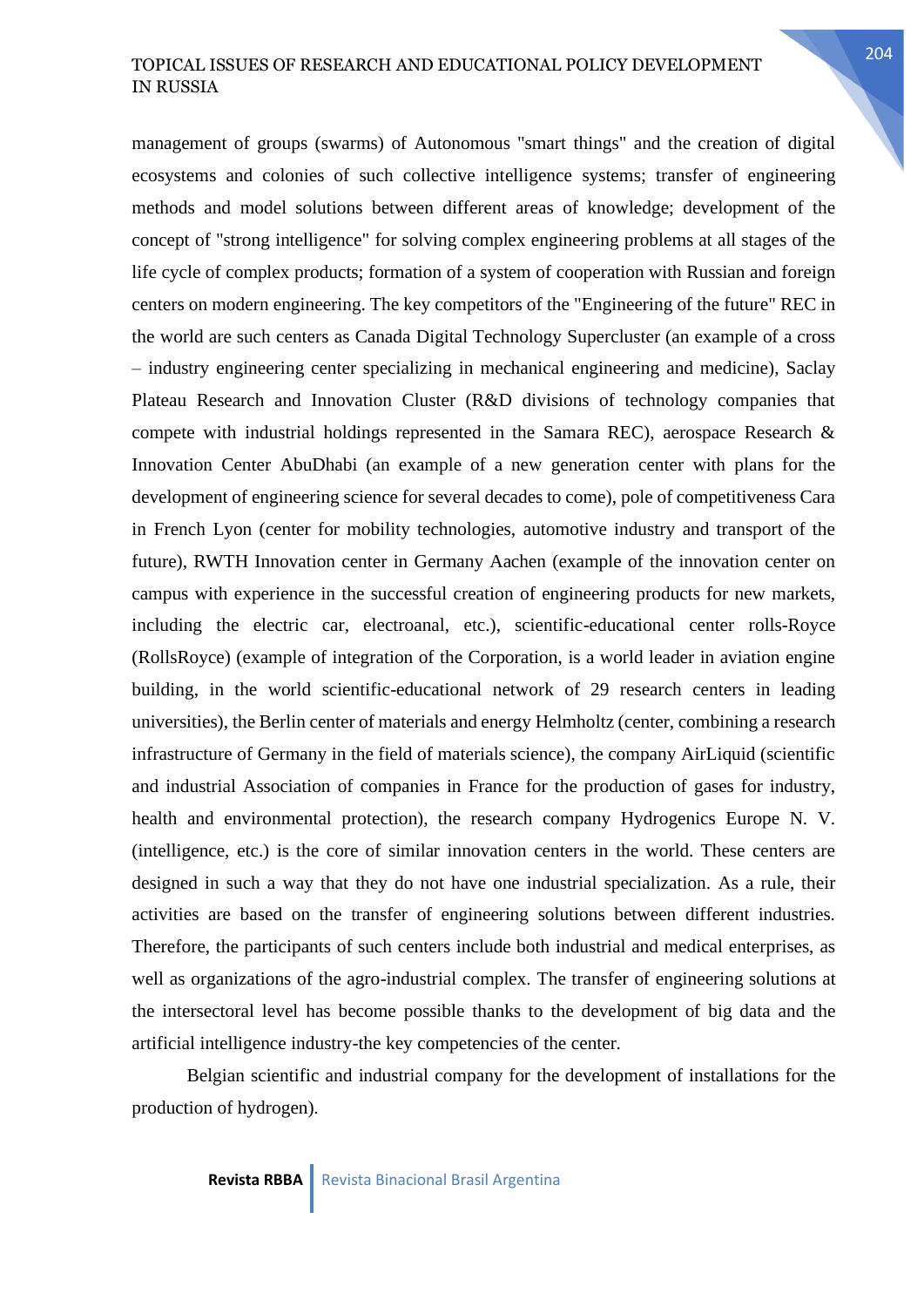management of groups (swarms) of Autonomous "smart things" and the creation of digital ecosystems and colonies of such collective intelligence systems; transfer of engineering methods and model solutions between different areas of knowledge; development of the concept of "strong intelligence" for solving complex engineering problems at all stages of the life cycle of complex products; formation of a system of cooperation with Russian and foreign centers on modern engineering. The key competitors of the "Engineering of the future" REC in the world are such centers as Canada Digital Technology Supercluster (an example of a cross – industry engineering center specializing in mechanical engineering and medicine), Saclay Plateau Research and Innovation Cluster (R&D divisions of technology companies that compete with industrial holdings represented in the Samara REC), aerospace Research & Innovation Center AbuDhabi (an example of a new generation center with plans for the development of engineering science for several decades to come), pole of competitiveness Cara in French Lyon (center for mobility technologies, automotive industry and transport of the future), RWTH Innovation center in Germany Aachen (example of the innovation center on campus with experience in the successful creation of engineering products for new markets, including the electric car, electroanal, etc.), scientific-educational center rolls-Royce (RollsRoyce) (example of integration of the Corporation, is a world leader in aviation engine building, in the world scientific-educational network of 29 research centers in leading universities), the Berlin center of materials and energy Helmholtz (center, combining a research infrastructure of Germany in the field of materials science), the company AirLiquid (scientific and industrial Association of companies in France for the production of gases for industry, health and environmental protection), the research company Hydrogenics Europe N. V. (intelligence, etc.) is the core of similar innovation centers in the world. These centers are designed in such a way that they do not have one industrial specialization. As a rule, their activities are based on the transfer of engineering solutions between different industries. Therefore, the participants of such centers include both industrial and medical enterprises, as well as organizations of the agro-industrial complex. The transfer of engineering solutions at the intersectoral level has become possible thanks to the development of big data and the artificial intelligence industry-the key competencies of the center.

Belgian scientific and industrial company for the development of installations for the production of hydrogen).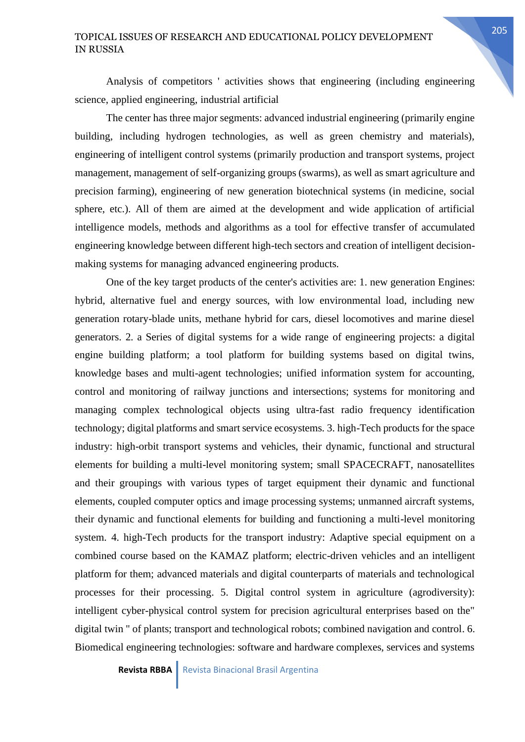Analysis of competitors ' activities shows that engineering (including engineering science, applied engineering, industrial artificial

The center has three major segments: advanced industrial engineering (primarily engine building, including hydrogen technologies, as well as green chemistry and materials), engineering of intelligent control systems (primarily production and transport systems, project management, management of self-organizing groups (swarms), as well as smart agriculture and precision farming), engineering of new generation biotechnical systems (in medicine, social sphere, etc.). All of them are aimed at the development and wide application of artificial intelligence models, methods and algorithms as a tool for effective transfer of accumulated engineering knowledge between different high-tech sectors and creation of intelligent decision-making systems for managing advanced engineering products.

One of the key target products of the center's activities are: 1. new generation Engines: hybrid, alternative fuel and energy sources, with low environmental load, including new generation rotary-blade units, methane hybrid for cars, diesel locomotives and marine diesel generators. 2. a Series of digital systems for a wide range of engineering projects: a digital engine building platform; a tool platform for building systems based on digital twins, knowledge bases and multi-agent technologies; unified information system for accounting, control and monitoring of railway junctions and intersections; systems for monitoring and managing complex technological objects using ultra-fast radio frequency identification technology; digital platforms and smart service ecosystems. 3. high-Tech products for the space industry: high-orbit transport systems and vehicles, their dynamic, functional and structural elements for building a multi-level monitoring system; small SPACECRAFT, nanosatellites and their groupings with various types of target equipment their dynamic and functional elements, coupled computer optics and image processing systems; unmanned aircraft systems, their dynamic and functional elements for building and functioning a multi-level monitoring system. 4. high-Tech products for the transport industry: Adaptive special equipment on a combined course based on the KAMAZ platform; electric-driven vehicles and an intelligent platform for them; advanced materials and digital counterparts of materials and technological processes for their processing. 5. Digital control system in agriculture (agrodiversity): intelligent cyber-physical control system for precision agricultural enterprises based on the" digital twin " of plants; transport and technological robots; combined navigation and control. 6. Biomedical engineering technologies: software and hardware complexes, services and systems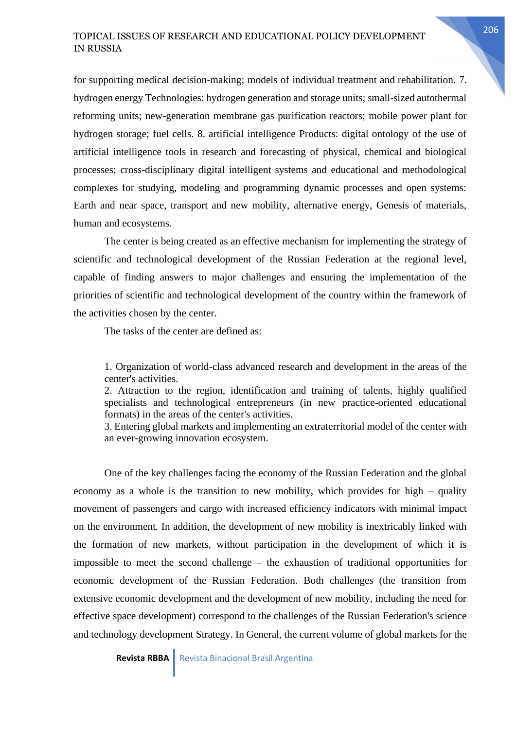for supporting medical decision-making; models of individual treatment and rehabilitation. 7. hydrogen energy Technologies: hydrogen generation and storage units; small-sized autothermal reforming units; new-generation membrane gas purification reactors; mobile power plant for hydrogen storage; fuel cells. 8. artificial intelligence Products: digital ontology of the use of artificial intelligence tools in research and forecasting of physical, chemical and biological processes; cross-disciplinary digital intelligent systems and educational and methodological complexes for studying, modeling and programming dynamic processes and open systems: Earth and near space, transport and new mobility, alternative energy, Genesis of materials, human and ecosystems.

The center is being created as an effective mechanism for implementing the strategy of scientific and technological development of the Russian Federation at the regional level, capable of finding answers to major challenges and ensuring the implementation of the priorities of scientific and technological development of the country within the framework of the activities chosen by the center.

The tasks of the center are defined as:

1. Organization of world-class advanced research and development in the areas of the center's activities.
2. Attraction to the region, identification and training of talents, highly qualified specialists and technological entrepreneurs (in new practice-oriented educational formats) in the areas of the center's activities.
3. Entering global markets and implementing an extraterritorial model of the center with an ever-growing innovation ecosystem.

One of the key challenges facing the economy of the Russian Federation and the global economy as a whole is the transition to new mobility, which provides for high – quality movement of passengers and cargo with increased efficiency indicators with minimal impact on the environment. In addition, the development of new mobility is inextricably linked with the formation of new markets, without participation in the development of which it is impossible to meet the second challenge – the exhaustion of traditional opportunities for economic development of the Russian Federation. Both challenges (the transition from extensive economic development and the development of new mobility, including the need for effective space development) correspond to the challenges of the Russian Federation's science and technology development Strategy. In General, the current volume of global markets for the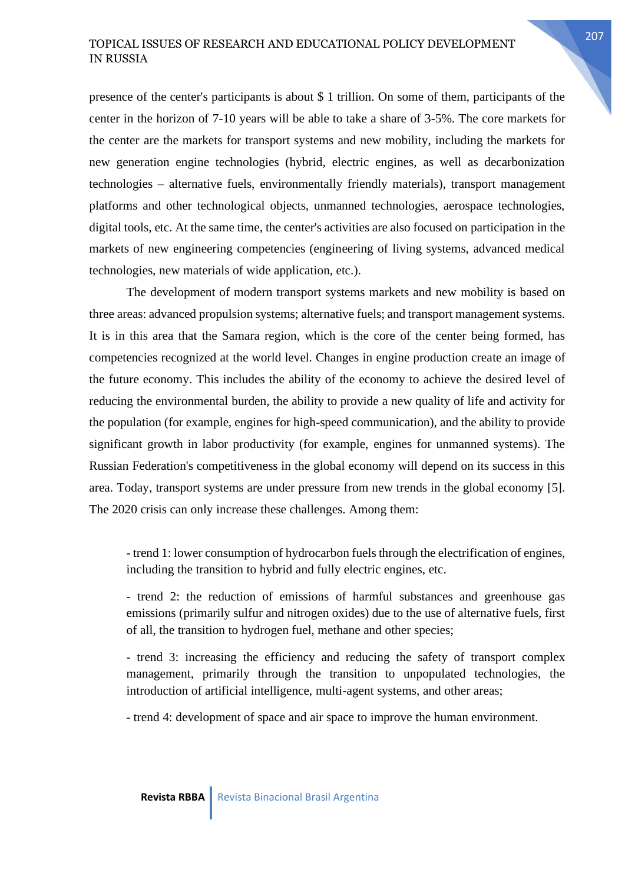presence of the center's participants is about $ 1 trillion. On some of them, participants of the center in the horizon of 7-10 years will be able to take a share of 3-5%. The core markets for the center are the markets for transport systems and new mobility, including the markets for new generation engine technologies (hybrid, electric engines, as well as decarbonization technologies – alternative fuels, environmentally friendly materials), transport management platforms and other technological objects, unmanned technologies, aerospace technologies, digital tools, etc. At the same time, the center's activities are also focused on participation in the markets of new engineering competencies (engineering of living systems, advanced medical technologies, new materials of wide application, etc.).

The development of modern transport systems markets and new mobility is based on three areas: advanced propulsion systems; alternative fuels; and transport management systems. It is in this area that the Samara region, which is the core of the center being formed, has competencies recognized at the world level. Changes in engine production create an image of the future economy. This includes the ability of the economy to achieve the desired level of reducing the environmental burden, the ability to provide a new quality of life and activity for the population (for example, engines for high-speed communication), and the ability to provide significant growth in labor productivity (for example, engines for unmanned systems). The Russian Federation's competitiveness in the global economy will depend on its success in this area. Today, transport systems are under pressure from new trends in the global economy [5]. The 2020 crisis can only increase these challenges. Among them:

- trend 1: lower consumption of hydrocarbon fuels through the electrification of engines, including the transition to hybrid and fully electric engines, etc.

- trend 2: the reduction of emissions of harmful substances and greenhouse gas emissions (primarily sulfur and nitrogen oxides) due to the use of alternative fuels, first of all, the transition to hydrogen fuel, methane and other species;

- trend 3: increasing the efficiency and reducing the safety of transport complex management, primarily through the transition to unpopulated technologies, the introduction of artificial intelligence, multi-agent systems, and other areas;

- trend 4: development of space and air space to improve the human environment.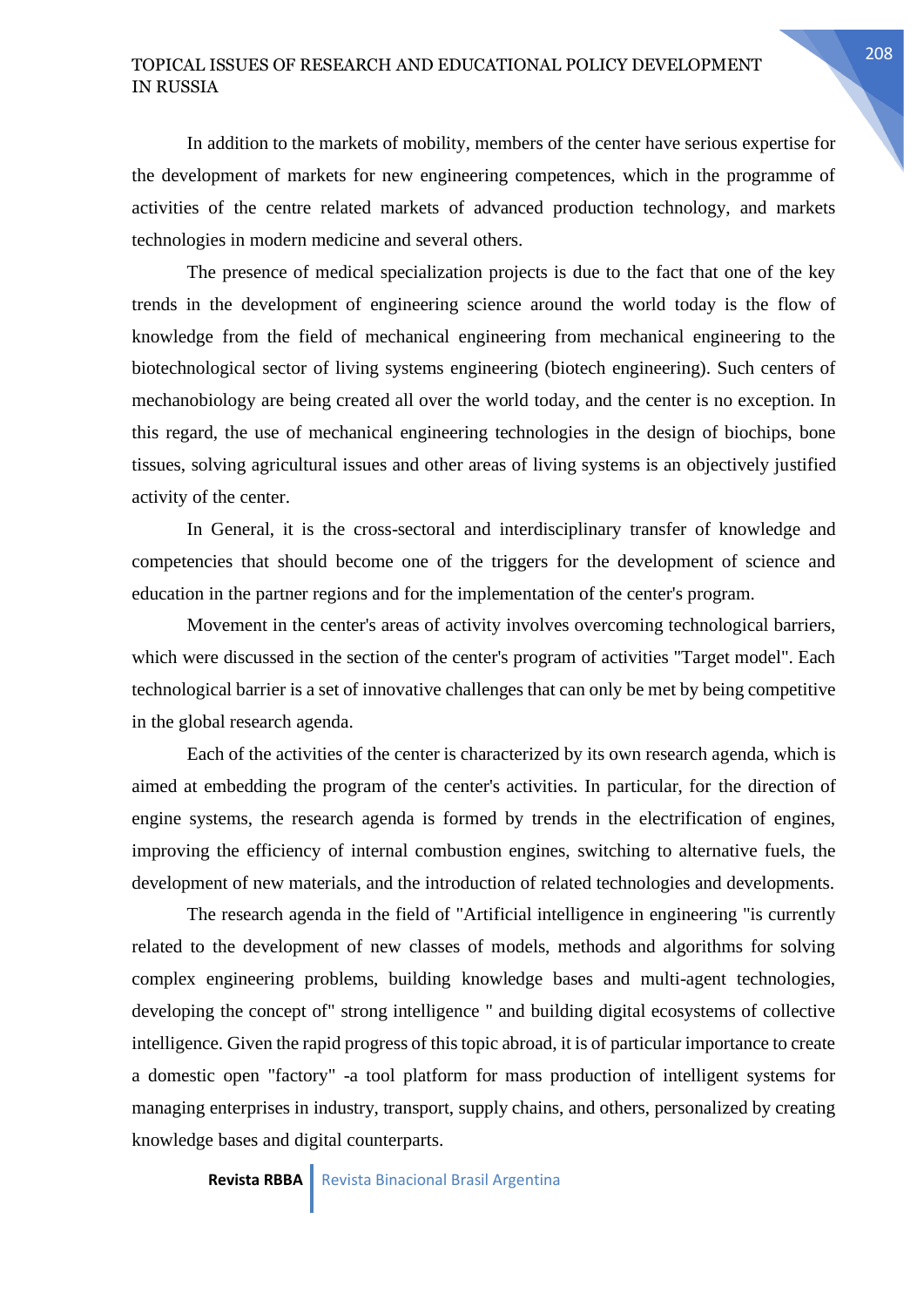In addition to the markets of mobility, members of the center have serious expertise for the development of markets for new engineering competences, which in the programme of activities of the centre related markets of advanced production technology, and markets technologies in modern medicine and several others.

The presence of medical specialization projects is due to the fact that one of the key trends in the development of engineering science around the world today is the flow of knowledge from the field of mechanical engineering from mechanical engineering to the biotechnological sector of living systems engineering (biotech engineering). Such centers of mechanobiology are being created all over the world today, and the center is no exception. In this regard, the use of mechanical engineering technologies in the design of biochips, bone tissues, solving agricultural issues and other areas of living systems is an objectively justified activity of the center.

In General, it is the cross-sectoral and interdisciplinary transfer of knowledge and competencies that should become one of the triggers for the development of science and education in the partner regions and for the implementation of the center's program.

Movement in the center's areas of activity involves overcoming technological barriers, which were discussed in the section of the center's program of activities "Target model". Each technological barrier is a set of innovative challenges that can only be met by being competitive in the global research agenda.

Each of the activities of the center is characterized by its own research agenda, which is aimed at embedding the program of the center's activities. In particular, for the direction of engine systems, the research agenda is formed by trends in the electrification of engines, improving the efficiency of internal combustion engines, switching to alternative fuels, the development of new materials, and the introduction of related technologies and developments.

The research agenda in the field of "Artificial intelligence in engineering "is currently related to the development of new classes of models, methods and algorithms for solving complex engineering problems, building knowledge bases and multi-agent technologies, developing the concept of" strong intelligence " and building digital ecosystems of collective intelligence. Given the rapid progress of this topic abroad, it is of particular importance to create a domestic open "factory" -a tool platform for mass production of intelligent systems for managing enterprises in industry, transport, supply chains, and others, personalized by creating knowledge bases and digital counterparts.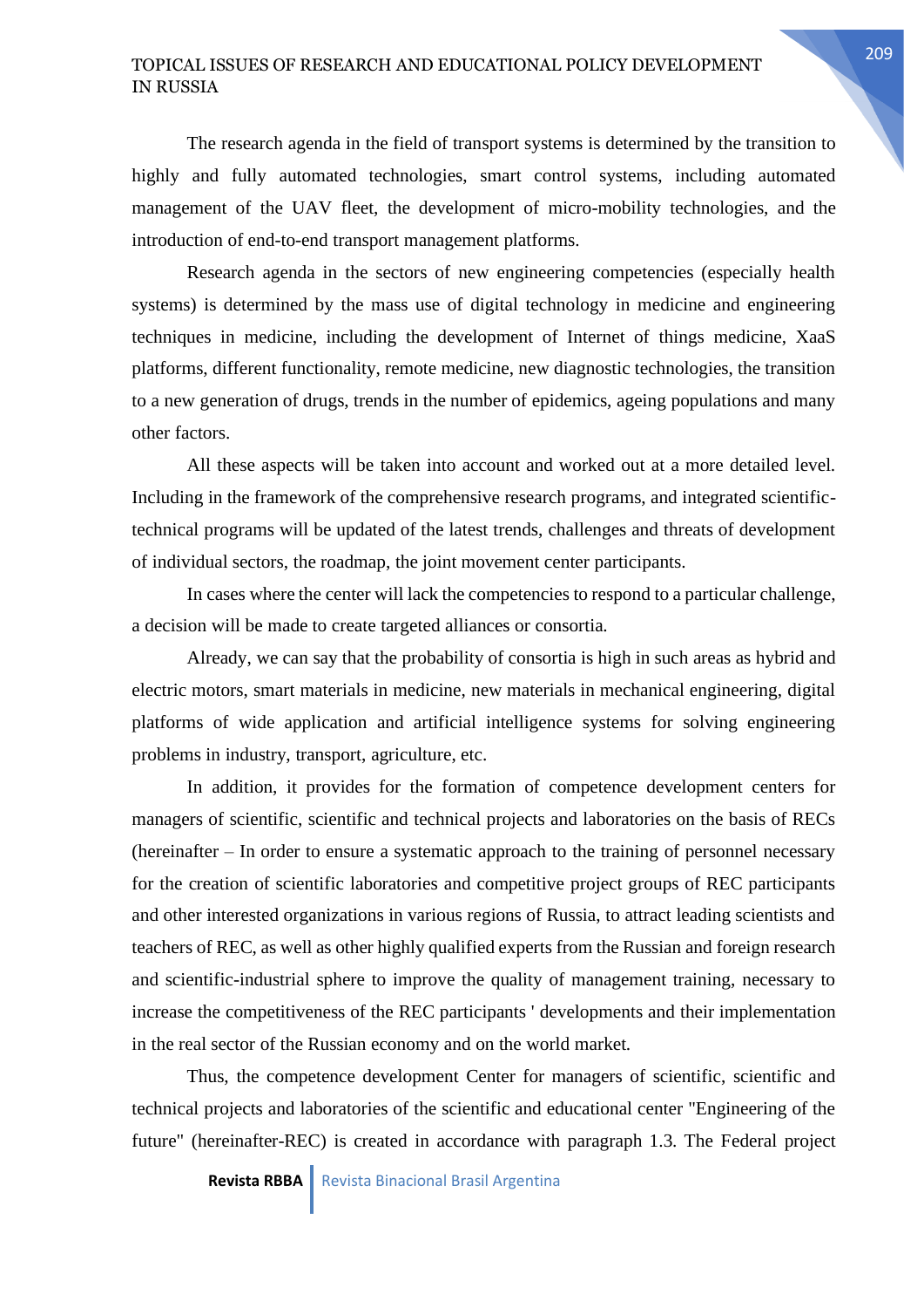The research agenda in the field of transport systems is determined by the transition to highly and fully automated technologies, smart control systems, including automated management of the UAV fleet, the development of micro-mobility technologies, and the introduction of end-to-end transport management platforms.

Research agenda in the sectors of new engineering competencies (especially health systems) is determined by the mass use of digital technology in medicine and engineering techniques in medicine, including the development of Internet of things medicine, XaaS platforms, different functionality, remote medicine, new diagnostic technologies, the transition to a new generation of drugs, trends in the number of epidemics, ageing populations and many other factors.

All these aspects will be taken into account and worked out at a more detailed level. Including in the framework of the comprehensive research programs, and integrated scientific-technical programs will be updated of the latest trends, challenges and threats of development of individual sectors, the roadmap, the joint movement center participants.

In cases where the center will lack the competencies to respond to a particular challenge, a decision will be made to create targeted alliances or consortia.

Already, we can say that the probability of consortia is high in such areas as hybrid and electric motors, smart materials in medicine, new materials in mechanical engineering, digital platforms of wide application and artificial intelligence systems for solving engineering problems in industry, transport, agriculture, etc.

In addition, it provides for the formation of competence development centers for managers of scientific, scientific and technical projects and laboratories on the basis of RECs (hereinafter – In order to ensure a systematic approach to the training of personnel necessary for the creation of scientific laboratories and competitive project groups of REC participants and other interested organizations in various regions of Russia, to attract leading scientists and teachers of REC, as well as other highly qualified experts from the Russian and foreign research and scientific-industrial sphere to improve the quality of management training, necessary to increase the competitiveness of the REC participants ' developments and their implementation in the real sector of the Russian economy and on the world market.

Thus, the competence development Center for managers of scientific, scientific and technical projects and laboratories of the scientific and educational center "Engineering of the future" (hereinafter-REC) is created in accordance with paragraph 1.3. The Federal project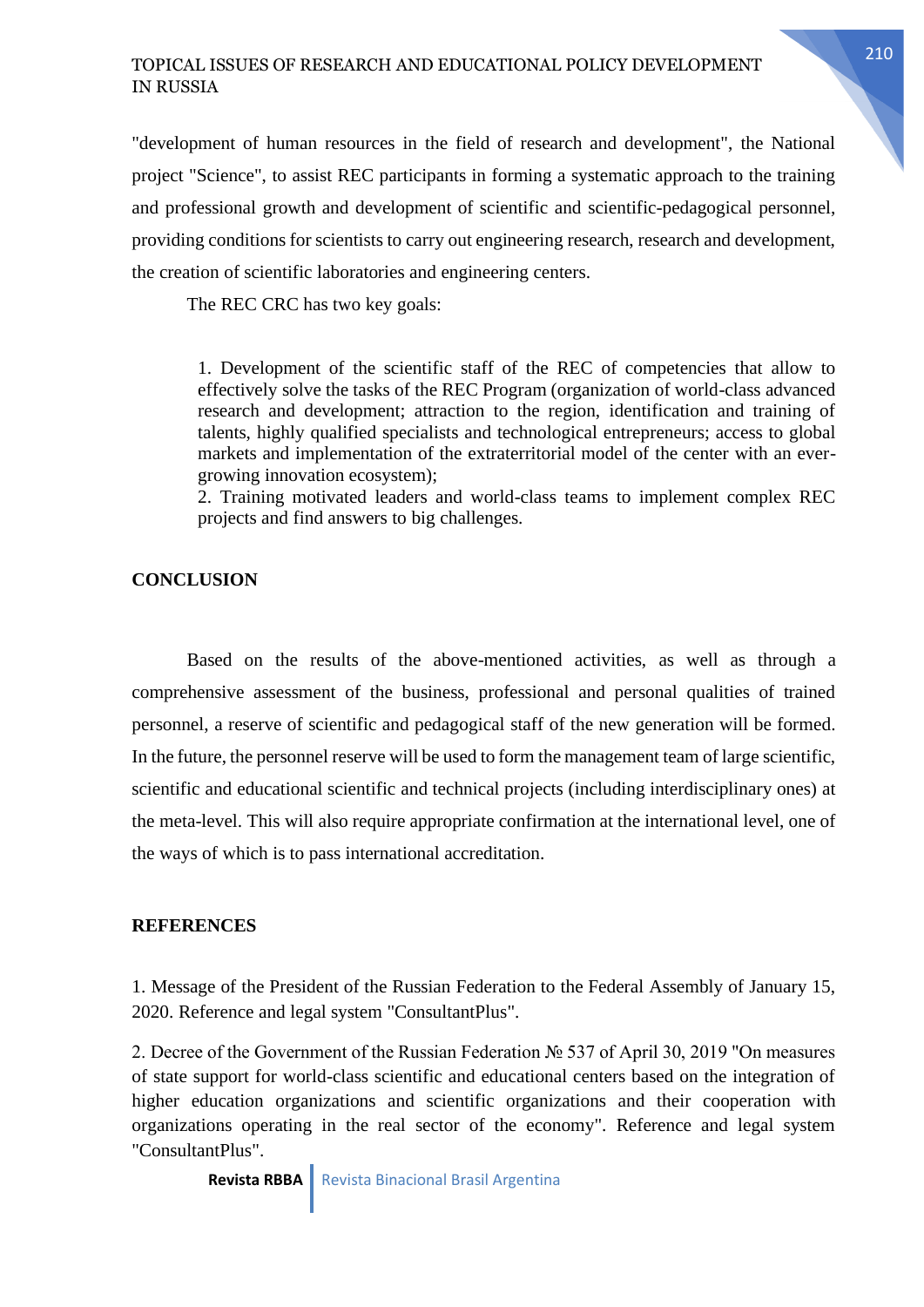"development of human resources in the field of research and development", the National project "Science", to assist REC participants in forming a systematic approach to the training and professional growth and development of scientific and scientific-pedagogical personnel, providing conditions for scientists to carry out engineering research, research and development, the creation of scientific laboratories and engineering centers.

The REC CRC has two key goals:

> 1. Development of the scientific staff of the REC of competencies that allow to effectively solve the tasks of the REC Program (organization of world-class advanced research and development; attraction to the region, identification and training of talents, highly qualified specialists and technological entrepreneurs; access to global markets and implementation of the extraterritorial model of the center with an ever-growing innovation ecosystem);
> 2. Training motivated leaders and world-class teams to implement complex REC projects and find answers to big challenges.

## CONCLUSION

Based on the results of the above-mentioned activities, as well as through a comprehensive assessment of the business, professional and personal qualities of trained personnel, a reserve of scientific and pedagogical staff of the new generation will be formed. In the future, the personnel reserve will be used to form the management team of large scientific, scientific and educational scientific and technical projects (including interdisciplinary ones) at the meta-level. This will also require appropriate confirmation at the international level, one of the ways of which is to pass international accreditation.

## REFERENCES

1. Message of the President of the Russian Federation to the Federal Assembly of January 15, 2020. Reference and legal system "ConsultantPlus".

2. Decree of the Government of the Russian Federation № 537 of April 30, 2019 "On measures of state support for world-class scientific and educational centers based on the integration of higher education organizations and scientific organizations and their cooperation with organizations operating in the real sector of the economy". Reference and legal system "ConsultantPlus".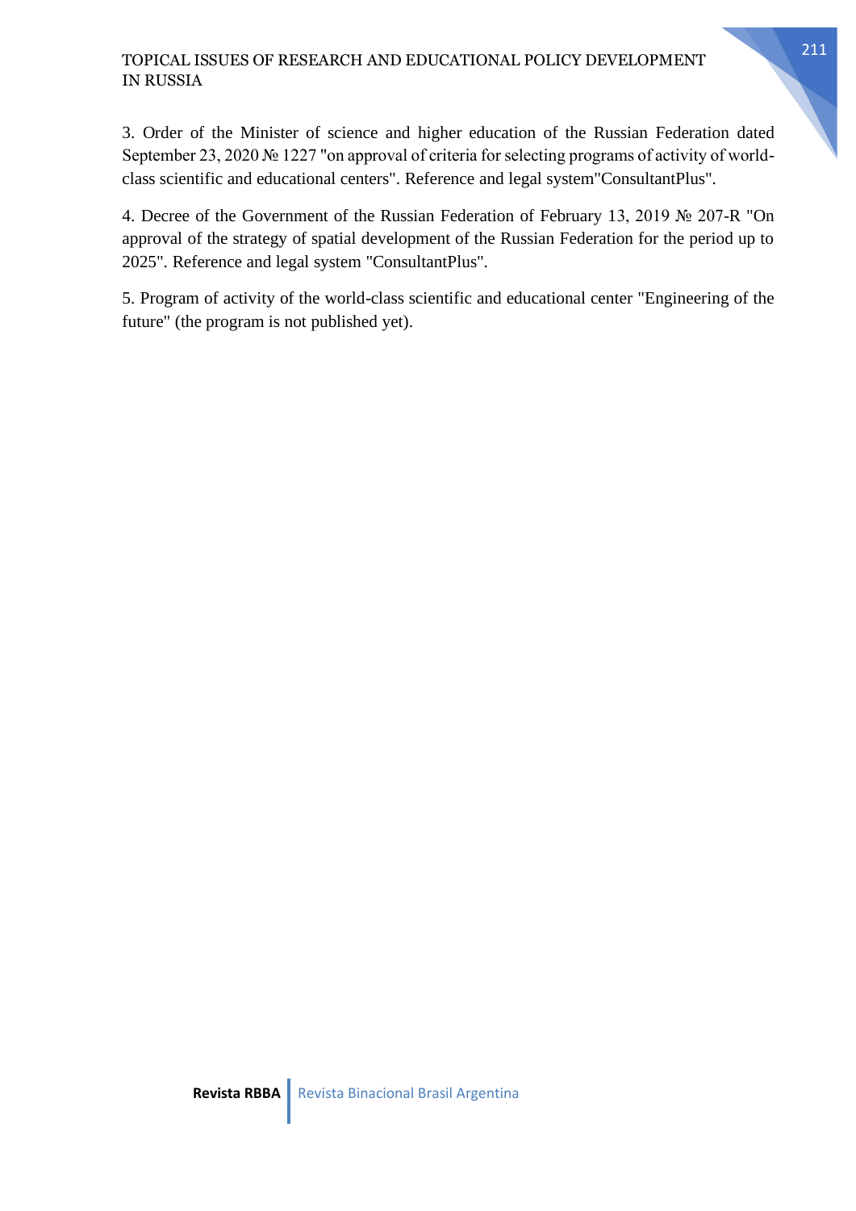3. Order of the Minister of science and higher education of the Russian Federation dated September 23, 2020 № 1227 "on approval of criteria for selecting programs of activity of world-class scientific and educational centers". Reference and legal system"ConsultantPlus".

4. Decree of the Government of the Russian Federation of February 13, 2019 № 207-R "On approval of the strategy of spatial development of the Russian Federation for the period up to 2025". Reference and legal system "ConsultantPlus".

5. Program of activity of the world-class scientific and educational center "Engineering of the future" (the program is not published yet).